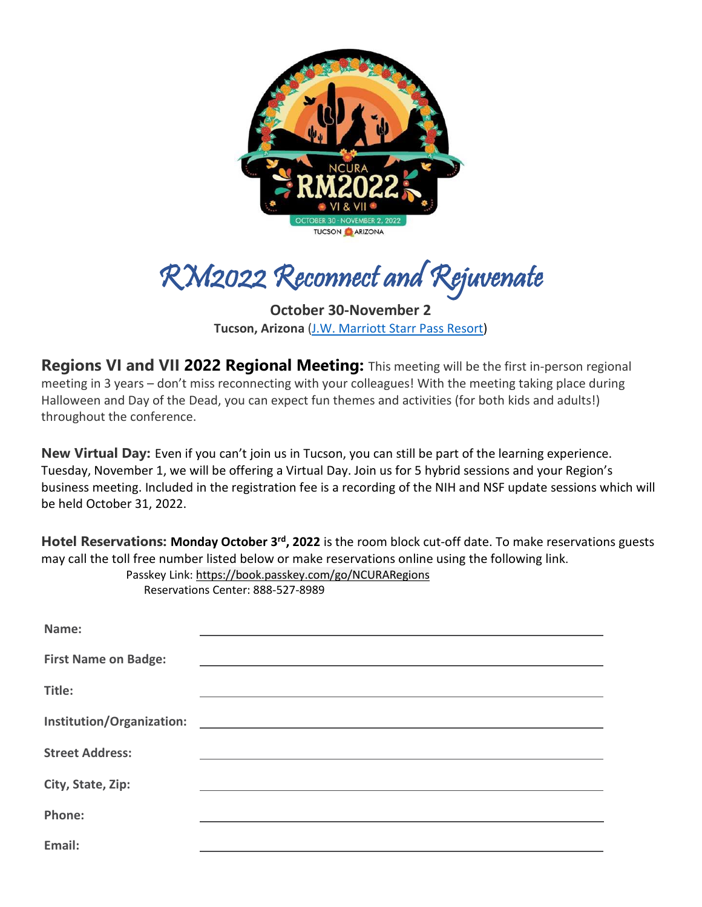# *RM2022 Reconnect and Rejuvenate*

**October 30-November 2**

**Tucson, Arizona** ([J.W. Marriott Starr Pass Resort](#))

**Regions VI and VII 2022 Regional Meeting:** This meeting will be the first in-person regional meeting in 3 years – don't miss reconnecting with your colleagues! With the meeting taking place during Halloween and Day of the Dead, you can expect fun themes and activities (for both kids and adults!) throughout the conference.

**New Virtual Day:** Even if you can't join us in Tucson, you can still be part of the learning experience. Tuesday, November 1, we will be offering a Virtual Day. Join us for 5 hybrid sessions and your Region's business meeting. Included in the registration fee is a recording of the NIH and NSF update sessions which will be held October 31, 2022.

**Hotel Reservations:** **Monday October 3rd, 2022** is the room block cut-off date. To make reservations guests may call the toll free number listed below or make reservations online using the following link.

Passkey Link: https://book.passkey.com/go/NCURARegions

Reservations Center: 888-527-8989

**Name:** ______________________________

**First Name on Badge:** ______________________________

**Title:** ______________________________

**Institution/Organization:** ______________________________

**Street Address:** ______________________________

**City, State, Zip:** ______________________________

**Phone:** ______________________________

**Email:** ______________________________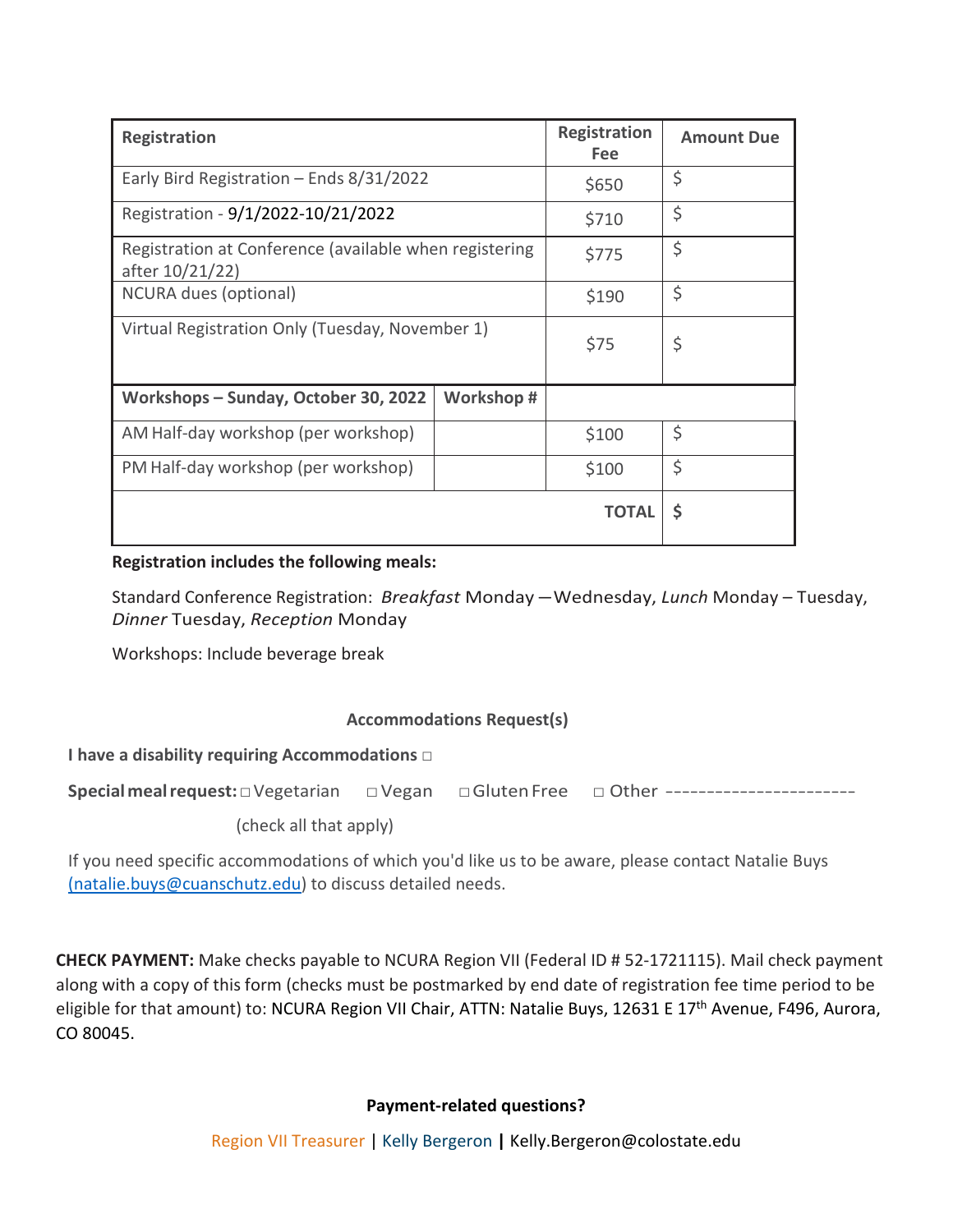| Registration | | Registration Fee | Amount Due |
|---|---|---|---|
| Early Bird Registration – Ends 8/31/2022 | | $650 | $ |
| Registration - 9/1/2022-10/21/2022 | | $710 | $ |
| Registration at Conference (available when registering after 10/21/22) | | $775 | $ |
| NCURA dues (optional) | | $190 | $ |
| Virtual Registration Only (Tuesday, November 1) | | $75 | $ |
| **Workshops – Sunday, October 30, 2022** | **Workshop #** | | |
| AM Half-day workshop (per workshop) | | $100 | $ |
| PM Half-day workshop (per workshop) | | $100 | $ |
| | | **TOTAL** | **$** |

**Registration includes the following meals:**

Standard Conference Registration: *Breakfast* Monday —Wednesday, *Lunch* Monday – Tuesday, *Dinner* Tuesday, *Reception* Monday

Workshops: Include beverage break

**Accommodations Request(s)**

**I have a disability requiring Accommodations** □

**Special meal request:** □ Vegetarian □ Vegan □ Gluten Free □ Other -----------------------

(check all that apply)

If you need specific accommodations of which you'd like us to be aware, please contact Natalie Buys (natalie.buys@cuanschutz.edu) to discuss detailed needs.

**CHECK PAYMENT:** Make checks payable to NCURA Region VII (Federal ID # 52-1721115). Mail check payment along with a copy of this form (checks must be postmarked by end date of registration fee time period to be eligible for that amount) to: NCURA Region VII Chair, ATTN: Natalie Buys, 12631 E 17th Avenue, F496, Aurora, CO 80045.

**Payment-related questions?**

Region VII Treasurer | Kelly Bergeron **|** Kelly.Bergeron@colostate.edu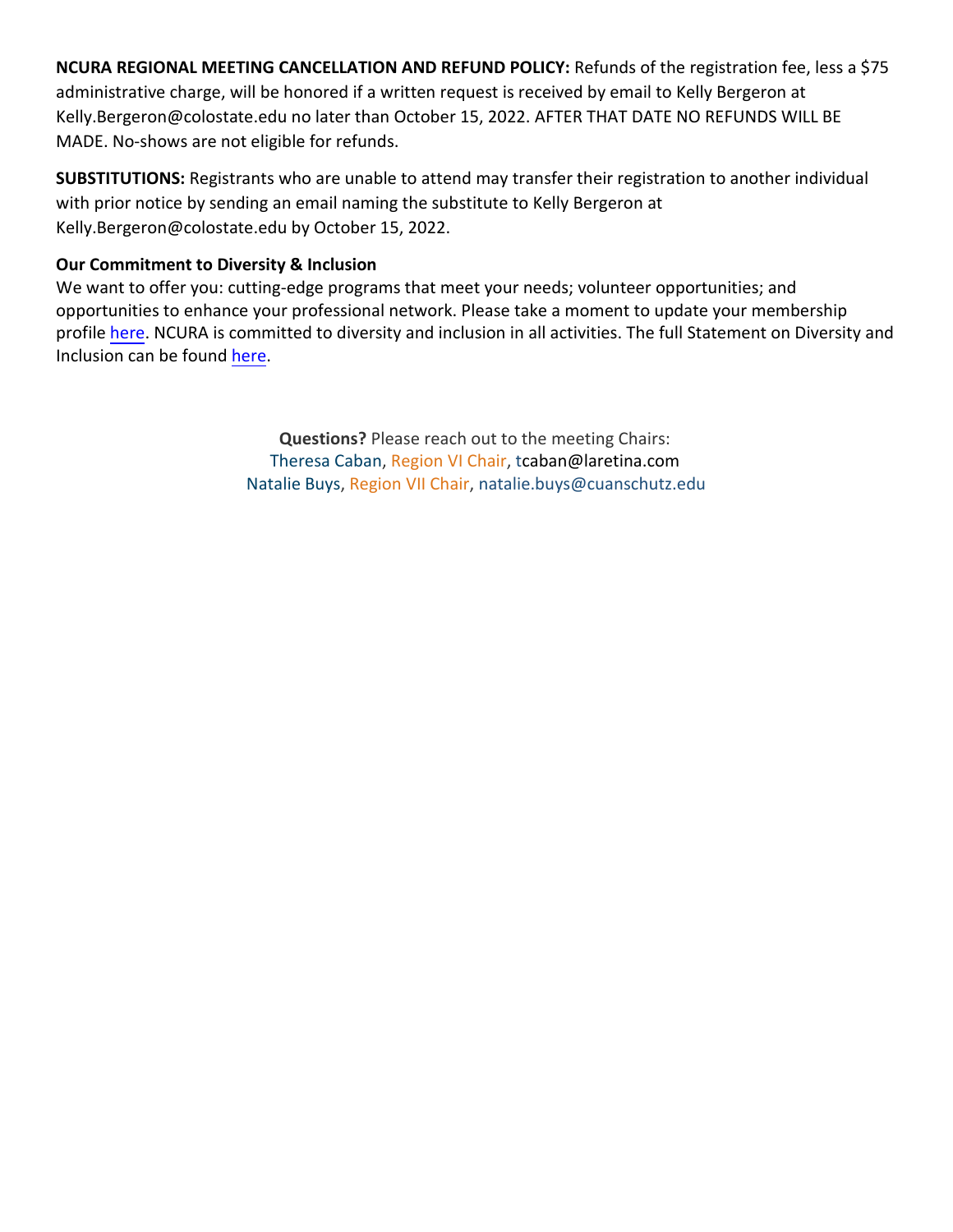**NCURA REGIONAL MEETING CANCELLATION AND REFUND POLICY:** Refunds of the registration fee, less a $75 administrative charge, will be honored if a written request is received by email to Kelly Bergeron at Kelly.Bergeron@colostate.edu no later than October 15, 2022. AFTER THAT DATE NO REFUNDS WILL BE MADE. No-shows are not eligible for refunds.

**SUBSTITUTIONS:** Registrants who are unable to attend may transfer their registration to another individual with prior notice by sending an email naming the substitute to Kelly Bergeron at Kelly.Bergeron@colostate.edu by October 15, 2022.

**Our Commitment to Diversity & Inclusion**

We want to offer you: cutting-edge programs that meet your needs; volunteer opportunities; and opportunities to enhance your professional network. Please take a moment to update your membership profile here. NCURA is committed to diversity and inclusion in all activities. The full Statement on Diversity and Inclusion can be found here.

**Questions?** Please reach out to the meeting Chairs:
Theresa Caban, Region VI Chair, tcaban@laretina.com
Natalie Buys, Region VII Chair, natalie.buys@cuanschutz.edu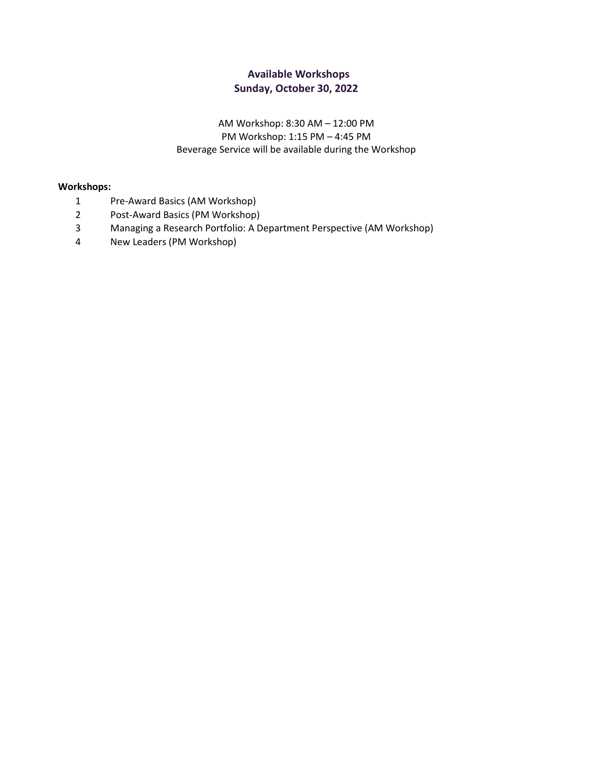## Available Workshops
## Sunday, October 30, 2022

AM Workshop: 8:30 AM – 12:00 PM
PM Workshop: 1:15 PM – 4:45 PM
Beverage Service will be available during the Workshop

**Workshops:**

1. Pre-Award Basics (AM Workshop)
2. Post-Award Basics (PM Workshop)
3. Managing a Research Portfolio: A Department Perspective (AM Workshop)
4. New Leaders (PM Workshop)